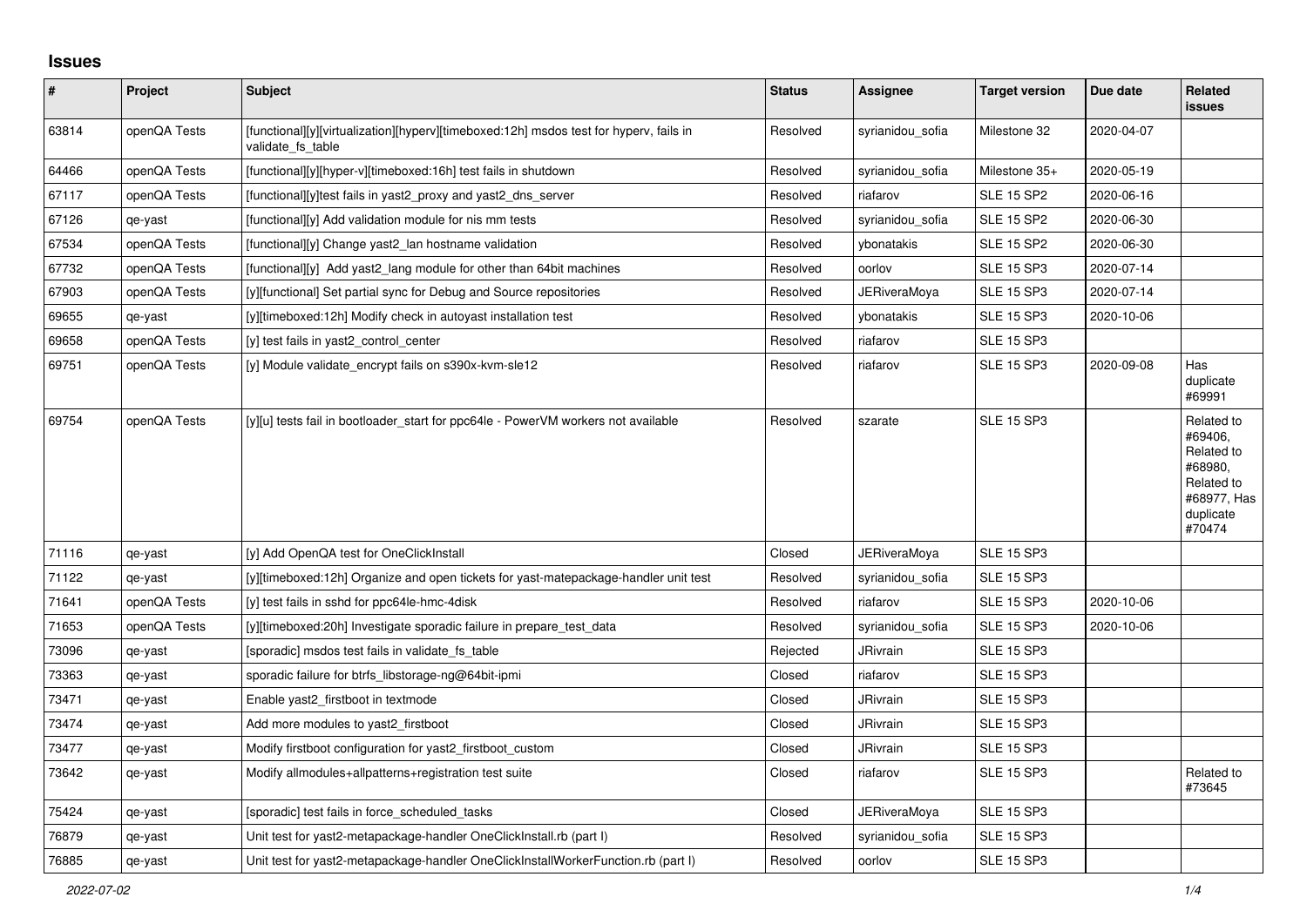## Issues

| # | Project | Subject | Status | Assignee | Target version | Due date | Related issues |
|---|---|---|---|---|---|---|---|
| 63814 | openQA Tests | [functional][y][virtualization][hyperv][timeboxed:12h] msdos test for hyperv, fails in validate_fs_table | Resolved | syrianidou_sofia | Milestone 32 | 2020-04-07 | |
| 64466 | openQA Tests | [functional][y][hyper-v][timeboxed:16h] test fails in shutdown | Resolved | syrianidou_sofia | Milestone 35+ | 2020-05-19 | |
| 67117 | openQA Tests | [functional][y]test fails in yast2_proxy and yast2_dns_server | Resolved | riafarov | SLE 15 SP2 | 2020-06-16 | |
| 67126 | qe-yast | [functional][y] Add validation module for nis mm tests | Resolved | syrianidou_sofia | SLE 15 SP2 | 2020-06-30 | |
| 67534 | openQA Tests | [functional][y] Change yast2_lan hostname validation | Resolved | ybonatakis | SLE 15 SP2 | 2020-06-30 | |
| 67732 | openQA Tests | [functional][y] Add yast2_lang module for other than 64bit machines | Resolved | oorlov | SLE 15 SP3 | 2020-07-14 | |
| 67903 | openQA Tests | [y][functional] Set partial sync for Debug and Source repositories | Resolved | JERiveraMoya | SLE 15 SP3 | 2020-07-14 | |
| 69655 | qe-yast | [y][timeboxed:12h] Modify check in autoyast installation test | Resolved | ybonatakis | SLE 15 SP3 | 2020-10-06 | |
| 69658 | openQA Tests | [y] test fails in yast2_control_center | Resolved | riafarov | SLE 15 SP3 | | |
| 69751 | openQA Tests | [y] Module validate_encrypt fails on s390x-kvm-sle12 | Resolved | riafarov | SLE 15 SP3 | 2020-09-08 | Has duplicate #69991 |
| 69754 | openQA Tests | [y][u] tests fail in bootloader_start for ppc64le - PowerVM workers not available | Resolved | szarate | SLE 15 SP3 | | Related to #69406, Related to #68980, Related to #68977, Has duplicate #70474 |
| 71116 | qe-yast | [y] Add OpenQA test for OneClickInstall | Closed | JERiveraMoya | SLE 15 SP3 | | |
| 71122 | qe-yast | [y][timeboxed:12h] Organize and open tickets for yast-matepackage-handler unit test | Resolved | syrianidou_sofia | SLE 15 SP3 | | |
| 71641 | openQA Tests | [y] test fails in sshd for ppc64le-hmc-4disk | Resolved | riafarov | SLE 15 SP3 | 2020-10-06 | |
| 71653 | openQA Tests | [y][timeboxed:20h] Investigate sporadic failure in prepare_test_data | Resolved | syrianidou_sofia | SLE 15 SP3 | 2020-10-06 | |
| 73096 | qe-yast | [sporadic] msdos test fails in validate_fs_table | Rejected | JRivrain | SLE 15 SP3 | | |
| 73363 | qe-yast | sporadic failure for btrfs_libstorage-ng@64bit-ipmi | Closed | riafarov | SLE 15 SP3 | | |
| 73471 | qe-yast | Enable yast2_firstboot in textmode | Closed | JRivrain | SLE 15 SP3 | | |
| 73474 | qe-yast | Add more modules to yast2_firstboot | Closed | JRivrain | SLE 15 SP3 | | |
| 73477 | qe-yast | Modify firstboot configuration for yast2_firstboot_custom | Closed | JRivrain | SLE 15 SP3 | | |
| 73642 | qe-yast | Modify allmodules+allpatterns+registration test suite | Closed | riafarov | SLE 15 SP3 | | Related to #73645 |
| 75424 | qe-yast | [sporadic] test fails in force_scheduled_tasks | Closed | JERiveraMoya | SLE 15 SP3 | | |
| 76879 | qe-yast | Unit test for yast2-metapackage-handler OneClickInstall.rb (part I) | Resolved | syrianidou_sofia | SLE 15 SP3 | | |
| 76885 | qe-yast | Unit test for yast2-metapackage-handler OneClickInstallWorkerFunction.rb (part I) | Resolved | oorlov | SLE 15 SP3 | | |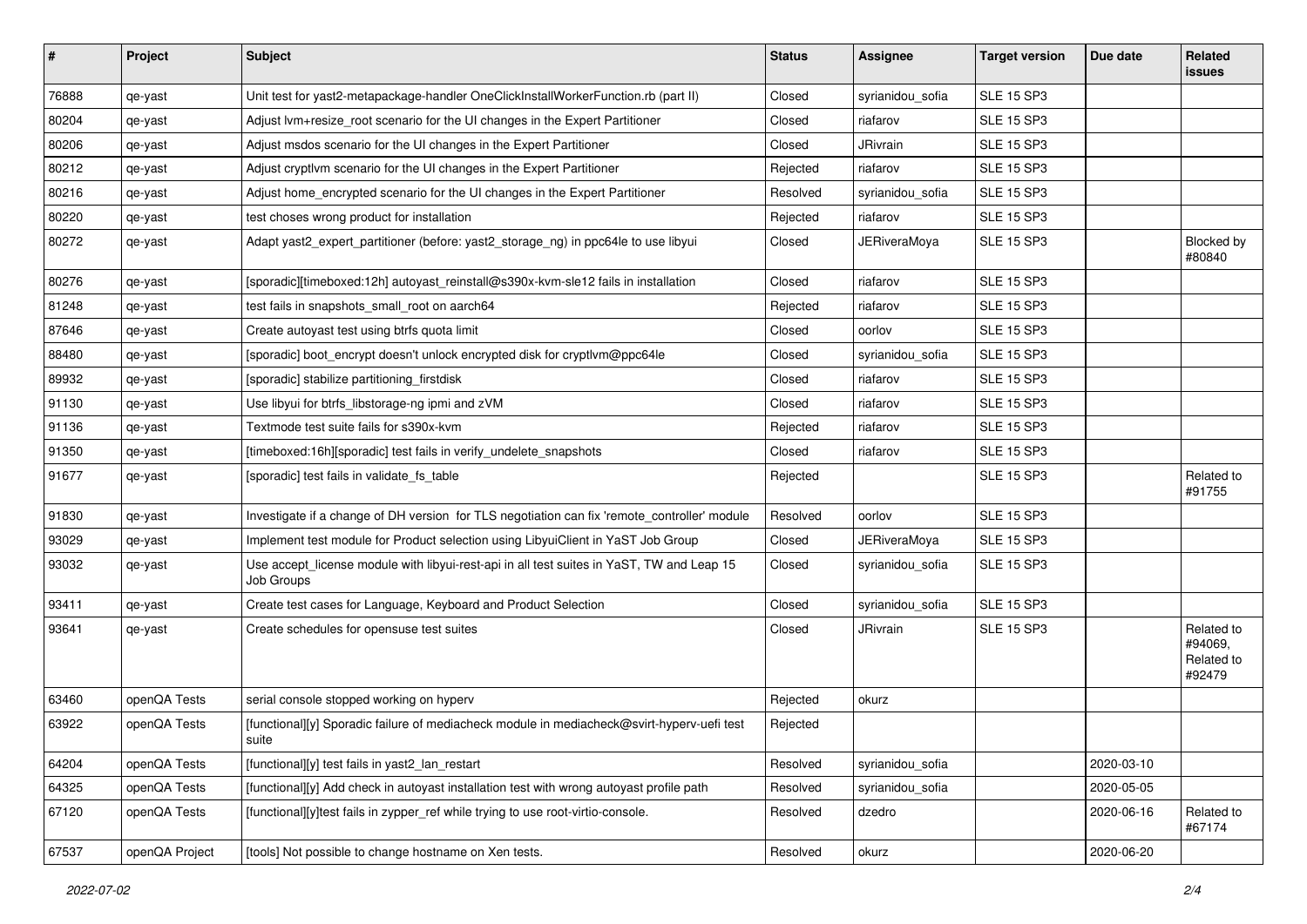| # | Project | Subject | Status | Assignee | Target version | Due date | Related issues |
|---|---|---|---|---|---|---|---|
| 76888 | qe-yast | Unit test for yast2-metapackage-handler OneClickInstallWorkerFunction.rb (part II) | Closed | syrianidou_sofia | SLE 15 SP3 | | |
| 80204 | qe-yast | Adjust lvm+resize_root scenario for the UI changes in the Expert Partitioner | Closed | riafarov | SLE 15 SP3 | | |
| 80206 | qe-yast | Adjust msdos scenario for the UI changes in the Expert Partitioner | Closed | JRivrain | SLE 15 SP3 | | |
| 80212 | qe-yast | Adjust cryptlvm scenario for the UI changes in the Expert Partitioner | Rejected | riafarov | SLE 15 SP3 | | |
| 80216 | qe-yast | Adjust home_encrypted scenario for the UI changes in the Expert Partitioner | Resolved | syrianidou_sofia | SLE 15 SP3 | | |
| 80220 | qe-yast | test choses wrong product for installation | Rejected | riafarov | SLE 15 SP3 | | |
| 80272 | qe-yast | Adapt yast2_expert_partitioner (before: yast2_storage_ng) in ppc64le to use libyui | Closed | JERiveraMoya | SLE 15 SP3 | | Blocked by #80840 |
| 80276 | qe-yast | [sporadic][timeboxed:12h] autoyast_reinstall@s390x-kvm-sle12 fails in installation | Closed | riafarov | SLE 15 SP3 | | |
| 81248 | qe-yast | test fails in snapshots_small_root on aarch64 | Rejected | riafarov | SLE 15 SP3 | | |
| 87646 | qe-yast | Create autoyast test using btrfs quota limit | Closed | oorlov | SLE 15 SP3 | | |
| 88480 | qe-yast | [sporadic] boot_encrypt doesn't unlock encrypted disk for cryptlvm@ppc64le | Closed | syrianidou_sofia | SLE 15 SP3 | | |
| 89932 | qe-yast | [sporadic] stabilize partitioning_firstdisk | Closed | riafarov | SLE 15 SP3 | | |
| 91130 | qe-yast | Use libyui for btrfs_libstorage-ng ipmi and zVM | Closed | riafarov | SLE 15 SP3 | | |
| 91136 | qe-yast | Textmode test suite fails for s390x-kvm | Rejected | riafarov | SLE 15 SP3 | | |
| 91350 | qe-yast | [timeboxed:16h][sporadic] test fails in verify_undelete_snapshots | Closed | riafarov | SLE 15 SP3 | | |
| 91677 | qe-yast | [sporadic] test fails in validate_fs_table | Rejected | | SLE 15 SP3 | | Related to #91755 |
| 91830 | qe-yast | Investigate if a change of DH version for TLS negotiation can fix 'remote_controller' module | Resolved | oorlov | SLE 15 SP3 | | |
| 93029 | qe-yast | Implement test module for Product selection using LibyuiClient in YaST Job Group | Closed | JERiveraMoya | SLE 15 SP3 | | |
| 93032 | qe-yast | Use accept_license module with libyui-rest-api in all test suites in YaST, TW and Leap 15 Job Groups | Closed | syrianidou_sofia | SLE 15 SP3 | | |
| 93411 | qe-yast | Create test cases for Language, Keyboard and Product Selection | Closed | syrianidou_sofia | SLE 15 SP3 | | |
| 93641 | qe-yast | Create schedules for opensuse test suites | Closed | JRivrain | SLE 15 SP3 | | Related to #94069, Related to #92479 |
| 63460 | openQA Tests | serial console stopped working on hyperv | Rejected | okurz | | | |
| 63922 | openQA Tests | [functional][y] Sporadic failure of mediacheck module in mediacheck@svirt-hyperv-uefi test suite | Rejected | | | | |
| 64204 | openQA Tests | [functional][y] test fails in yast2_lan_restart | Resolved | syrianidou_sofia | | 2020-03-10 | |
| 64325 | openQA Tests | [functional][y] Add check in autoyast installation test with wrong autoyast profile path | Resolved | syrianidou_sofia | | 2020-05-05 | |
| 67120 | openQA Tests | [functional][y]test fails in zypper_ref while trying to use root-virtio-console. | Resolved | dzedro | | 2020-06-16 | Related to #67174 |
| 67537 | openQA Project | [tools] Not possible to change hostname on Xen tests. | Resolved | okurz | | 2020-06-20 | |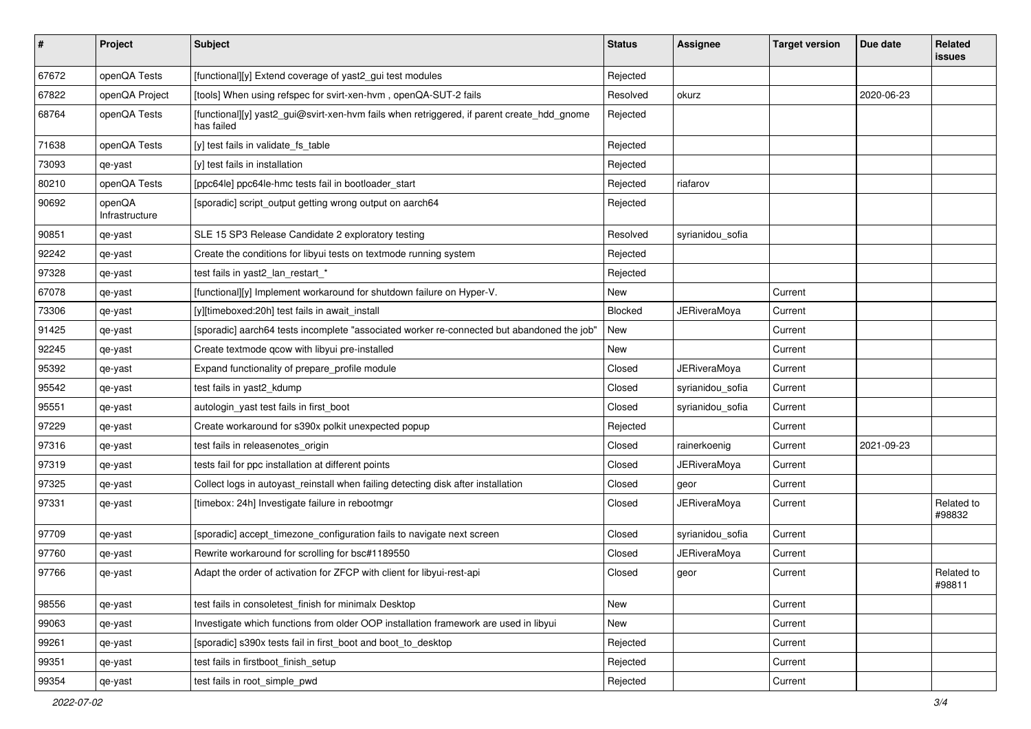| # | Project | Subject | Status | Assignee | Target version | Due date | Related issues |
|---|---|---|---|---|---|---|---|
| 67672 | openQA Tests | [functional][y] Extend coverage of yast2_gui test modules | Rejected | | | | |
| 67822 | openQA Project | [tools] When using refspec for svirt-xen-hvm , openQA-SUT-2 fails | Resolved | okurz | | 2020-06-23 | |
| 68764 | openQA Tests | [functional][y] yast2_gui@svirt-xen-hvm fails when retriggered, if parent create_hdd_gnome has failed | Rejected | | | | |
| 71638 | openQA Tests | [y] test fails in validate_fs_table | Rejected | | | | |
| 73093 | qe-yast | [y] test fails in installation | Rejected | | | | |
| 80210 | openQA Tests | [ppc64le] ppc64le-hmc tests fail in bootloader_start | Rejected | riafarov | | | |
| 90692 | openQA Infrastructure | [sporadic] script_output getting wrong output on aarch64 | Rejected | | | | |
| 90851 | qe-yast | SLE 15 SP3 Release Candidate 2 exploratory testing | Resolved | syrianidou_sofia | | | |
| 92242 | qe-yast | Create the conditions for libyui tests on textmode running system | Rejected | | | | |
| 97328 | qe-yast | test fails in yast2_lan_restart_* | Rejected | | | | |
| 67078 | qe-yast | [functional][y] Implement workaround for shutdown failure on Hyper-V. | New | | Current | | |
| 73306 | qe-yast | [y][timeboxed:20h] test fails in await_install | Blocked | JERiveraMoya | Current | | |
| 91425 | qe-yast | [sporadic] aarch64 tests incomplete "associated worker re-connected but abandoned the job" | New | | Current | | |
| 92245 | qe-yast | Create textmode qcow with libyui pre-installed | New | | Current | | |
| 95392 | qe-yast | Expand functionality of prepare_profile module | Closed | JERiveraMoya | Current | | |
| 95542 | qe-yast | test fails in yast2_kdump | Closed | syrianidou_sofia | Current | | |
| 95551 | qe-yast | autologin_yast test fails in first_boot | Closed | syrianidou_sofia | Current | | |
| 97229 | qe-yast | Create workaround for s390x polkit unexpected popup | Rejected | | Current | | |
| 97316 | qe-yast | test fails in releasenotes_origin | Closed | rainerkoenig | Current | 2021-09-23 | |
| 97319 | qe-yast | tests fail for ppc installation at different points | Closed | JERiveraMoya | Current | | |
| 97325 | qe-yast | Collect logs in autoyast_reinstall when failing detecting disk after installation | Closed | geor | Current | | |
| 97331 | qe-yast | [timebox: 24h] Investigate failure in rebootmgr | Closed | JERiveraMoya | Current | | Related to #98832 |
| 97709 | qe-yast | [sporadic] accept_timezone_configuration fails to navigate next screen | Closed | syrianidou_sofia | Current | | |
| 97760 | qe-yast | Rewrite workaround for scrolling for bsc#1189550 | Closed | JERiveraMoya | Current | | |
| 97766 | qe-yast | Adapt the order of activation for ZFCP with client for libyui-rest-api | Closed | geor | Current | | Related to #98811 |
| 98556 | qe-yast | test fails in consoletest_finish for minimalx Desktop | New | | Current | | |
| 99063 | qe-yast | Investigate which functions from older OOP installation framework are used in libyui | New | | Current | | |
| 99261 | qe-yast | [sporadic] s390x tests fail in first_boot and boot_to_desktop | Rejected | | Current | | |
| 99351 | qe-yast | test fails in firstboot_finish_setup | Rejected | | Current | | |
| 99354 | qe-yast | test fails in root_simple_pwd | Rejected | | Current | | |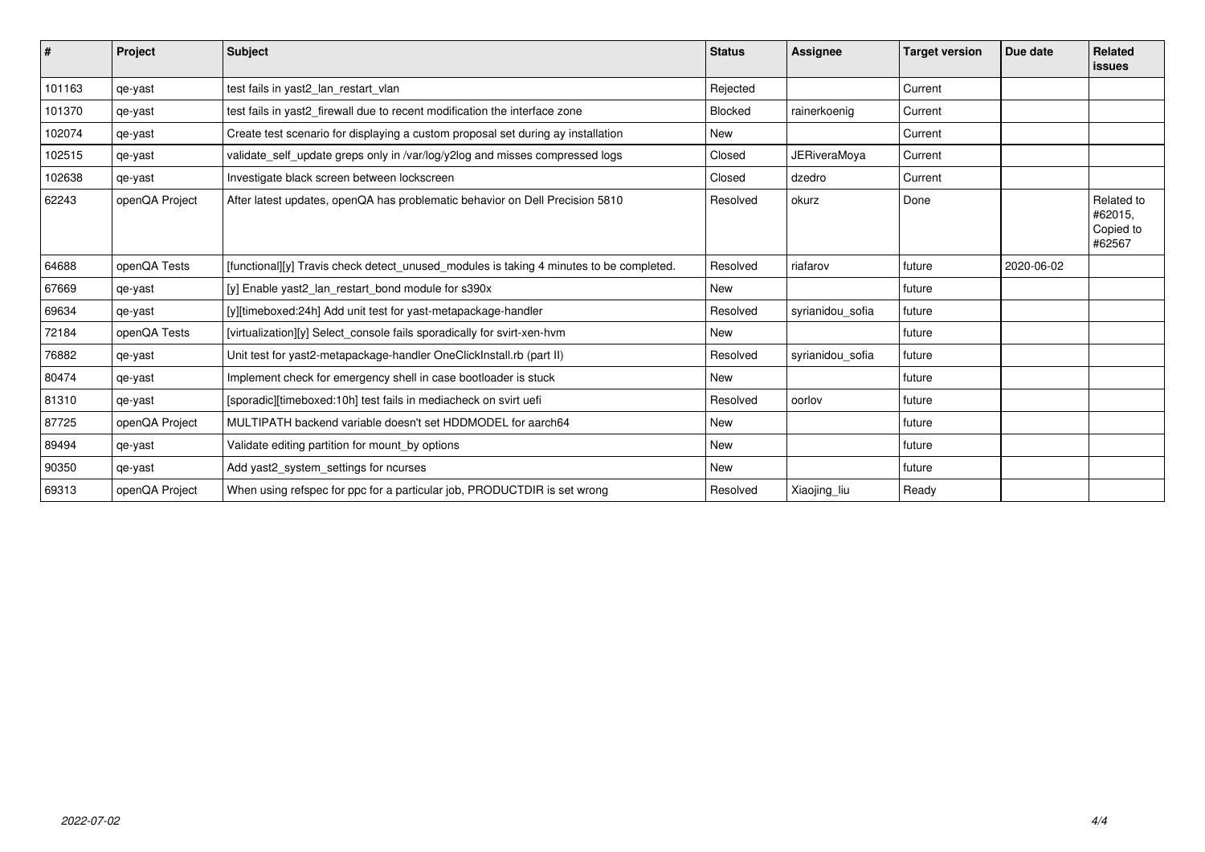| # | Project | Subject | Status | Assignee | Target version | Due date | Related issues |
|---|---|---|---|---|---|---|---|
| 101163 | qe-yast | test fails in yast2_lan_restart_vlan | Rejected | | Current | | |
| 101370 | qe-yast | test fails in yast2_firewall due to recent modification the interface zone | Blocked | rainerkoenig | Current | | |
| 102074 | qe-yast | Create test scenario for displaying a custom proposal set during ay installation | New | | Current | | |
| 102515 | qe-yast | validate_self_update greps only in /var/log/y2log and misses compressed logs | Closed | JERiveraMoya | Current | | |
| 102638 | qe-yast | Investigate black screen between lockscreen | Closed | dzedro | Current | | |
| 62243 | openQA Project | After latest updates, openQA has problematic behavior on Dell Precision 5810 | Resolved | okurz | Done | | Related to #62015, Copied to #62567 |
| 64688 | openQA Tests | [functional][y] Travis check detect_unused_modules is taking 4 minutes to be completed. | Resolved | riafarov | future | 2020-06-02 | |
| 67669 | qe-yast | [y] Enable yast2_lan_restart_bond module for s390x | New | | future | | |
| 69634 | qe-yast | [y][timeboxed:24h] Add unit test for yast-metapackage-handler | Resolved | syrianidou_sofia | future | | |
| 72184 | openQA Tests | [virtualization][y] Select_console fails sporadically for svirt-xen-hvm | New | | future | | |
| 76882 | qe-yast | Unit test for yast2-metapackage-handler OneClickInstall.rb (part II) | Resolved | syrianidou_sofia | future | | |
| 80474 | qe-yast | Implement check for emergency shell in case bootloader is stuck | New | | future | | |
| 81310 | qe-yast | [sporadic][timeboxed:10h] test fails in mediacheck on svirt uefi | Resolved | oorlov | future | | |
| 87725 | openQA Project | MULTIPATH backend variable doesn't set HDDMODEL for aarch64 | New | | future | | |
| 89494 | qe-yast | Validate editing partition for mount_by options | New | | future | | |
| 90350 | qe-yast | Add yast2_system_settings for ncurses | New | | future | | |
| 69313 | openQA Project | When using refspec for ppc for a particular job, PRODUCTDIR is set wrong | Resolved | Xiaojing_liu | Ready | | |